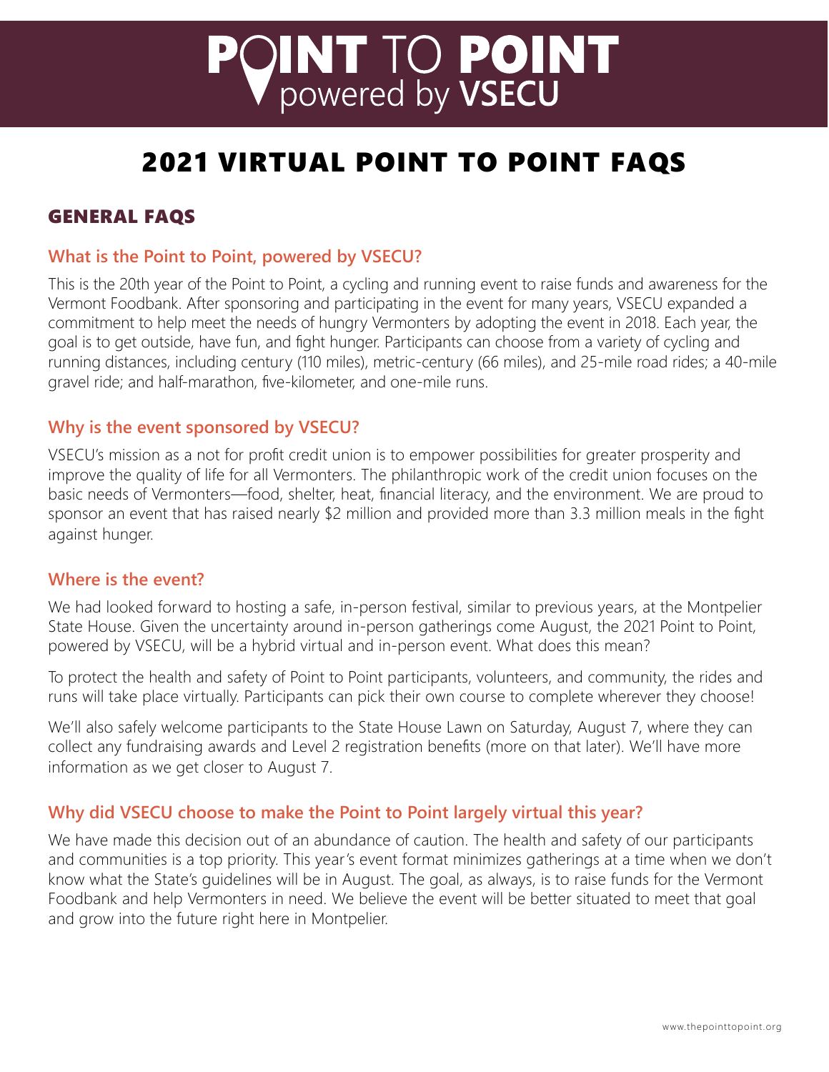# POINT TO POINT powered by VSECU

# 2021 VIRTUAL POINT TO POINT FAQS

## GENERAL FAQS

### What is the Point to Point, powered by VSECU?

This is the 20th year of the Point to Point, a cycling and running event to raise funds and awareness for the Vermont Foodbank. After sponsoring and participating in the event for many years, VSECU expanded a commitment to help meet the needs of hungry Vermonters by adopting the event in 2018. Each year, the goal is to get outside, have fun, and fight hunger. Participants can choose from a variety of cycling and running distances, including century (110 miles), metric-century (66 miles), and 25-mile road rides; a 40-mile gravel ride; and half-marathon, five-kilometer, and one-mile runs.

### Why is the event sponsored by VSECU?

VSECU's mission as a not for profit credit union is to empower possibilities for greater prosperity and improve the quality of life for all Vermonters. The philanthropic work of the credit union focuses on the basic needs of Vermonters—food, shelter, heat, financial literacy, and the environment. We are proud to sponsor an event that has raised nearly $2 million and provided more than 3.3 million meals in the fight against hunger.

### Where is the event?

We had looked forward to hosting a safe, in-person festival, similar to previous years, at the Montpelier State House. Given the uncertainty around in-person gatherings come August, the 2021 Point to Point, powered by VSECU, will be a hybrid virtual and in-person event. What does this mean?

To protect the health and safety of Point to Point participants, volunteers, and community, the rides and runs will take place virtually. Participants can pick their own course to complete wherever they choose!

We'll also safely welcome participants to the State House Lawn on Saturday, August 7, where they can collect any fundraising awards and Level 2 registration benefits (more on that later). We'll have more information as we get closer to August 7.

### Why did VSECU choose to make the Point to Point largely virtual this year?

We have made this decision out of an abundance of caution. The health and safety of our participants and communities is a top priority. This year's event format minimizes gatherings at a time when we don't know what the State's guidelines will be in August. The goal, as always, is to raise funds for the Vermont Foodbank and help Vermonters in need. We believe the event will be better situated to meet that goal and grow into the future right here in Montpelier.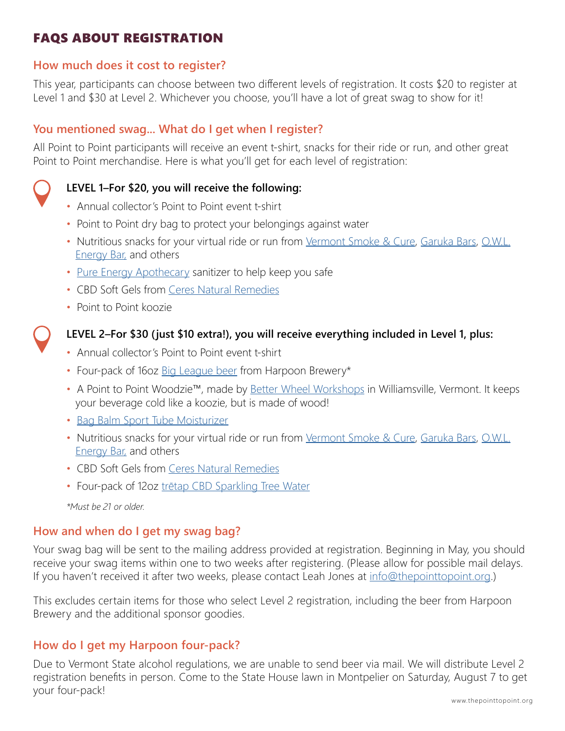# FAQS ABOUT REGISTRATION

## How much does it cost to register?

This year, participants can choose between two different levels of registration. It costs $20 to register at Level 1 and $30 at Level 2. Whichever you choose, you'll have a lot of great swag to show for it!

## You mentioned swag... What do I get when I register?

All Point to Point participants will receive an event t-shirt, snacks for their ride or run, and other great Point to Point merchandise. Here is what you'll get for each level of registration:

**LEVEL 1–For $20, you will receive the following:**

- Annual collector's Point to Point event t-shirt
- Point to Point dry bag to protect your belongings against water
- Nutritious snacks for your virtual ride or run from Vermont Smoke & Cure, Garuka Bars, O.W.L. Energy Bar, and others
- Pure Energy Apothecary sanitizer to help keep you safe
- CBD Soft Gels from Ceres Natural Remedies
- Point to Point koozie

**LEVEL 2–For $30 (just $10 extra!), you will receive everything included in Level 1, plus:**

- Annual collector's Point to Point event t-shirt
- Four-pack of 16oz Big League beer from Harpoon Brewery*
- A Point to Point Woodzie™, made by Better Wheel Workshops in Williamsville, Vermont. It keeps your beverage cold like a koozie, but is made of wood!
- Bag Balm Sport Tube Moisturizer
- Nutritious snacks for your virtual ride or run from Vermont Smoke & Cure, Garuka Bars, O.W.L. Energy Bar, and others
- CBD Soft Gels from Ceres Natural Remedies
- Four-pack of 12oz trētap CBD Sparkling Tree Water

*\*Must be 21 or older.*

## How and when do I get my swag bag?

Your swag bag will be sent to the mailing address provided at registration. Beginning in May, you should receive your swag items within one to two weeks after registering. (Please allow for possible mail delays. If you haven't received it after two weeks, please contact Leah Jones at info@thepointtopoint.org.)

This excludes certain items for those who select Level 2 registration, including the beer from Harpoon Brewery and the additional sponsor goodies.

## How do I get my Harpoon four-pack?

Due to Vermont State alcohol regulations, we are unable to send beer via mail. We will distribute Level 2 registration benefits in person. Come to the State House lawn in Montpelier on Saturday, August 7 to get your four-pack!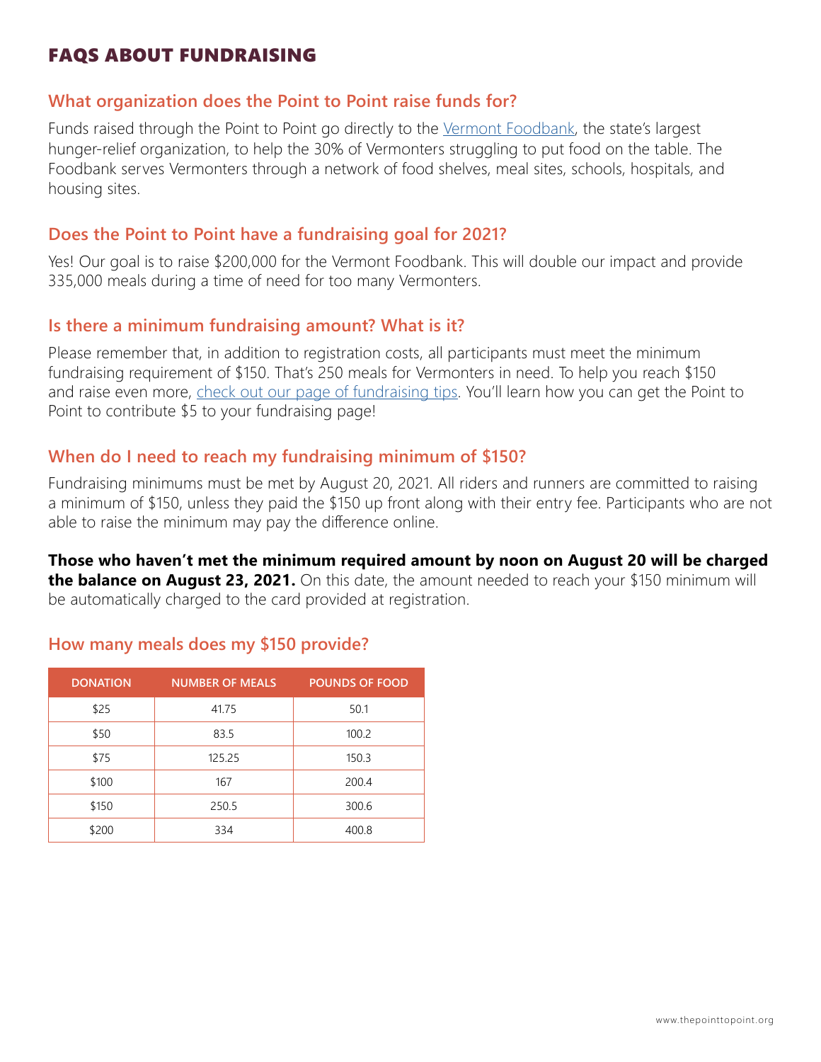# FAQS ABOUT FUNDRAISING

## What organization does the Point to Point raise funds for?

Funds raised through the Point to Point go directly to the Vermont Foodbank, the state's largest hunger-relief organization, to help the 30% of Vermonters struggling to put food on the table. The Foodbank serves Vermonters through a network of food shelves, meal sites, schools, hospitals, and housing sites.

## Does the Point to Point have a fundraising goal for 2021?

Yes! Our goal is to raise $200,000 for the Vermont Foodbank. This will double our impact and provide 335,000 meals during a time of need for too many Vermonters.

## Is there a minimum fundraising amount? What is it?

Please remember that, in addition to registration costs, all participants must meet the minimum fundraising requirement of $150. That's 250 meals for Vermonters in need. To help you reach $150 and raise even more, check out our page of fundraising tips. You'll learn how you can get the Point to Point to contribute $5 to your fundraising page!

## When do I need to reach my fundraising minimum of $150?

Fundraising minimums must be met by August 20, 2021. All riders and runners are committed to raising a minimum of $150, unless they paid the $150 up front along with their entry fee. Participants who are not able to raise the minimum may pay the difference online.

**Those who haven't met the minimum required amount by noon on August 20 will be charged the balance on August 23, 2021.** On this date, the amount needed to reach your $150 minimum will be automatically charged to the card provided at registration.

## How many meals does my $150 provide?

| DONATION | NUMBER OF MEALS | POUNDS OF FOOD |
|---|---|---|
| $25 | 41.75 | 50.1 |
| $50 | 83.5 | 100.2 |
| $75 | 125.25 | 150.3 |
| $100 | 167 | 200.4 |
| $150 | 250.5 | 300.6 |
| $200 | 334 | 400.8 |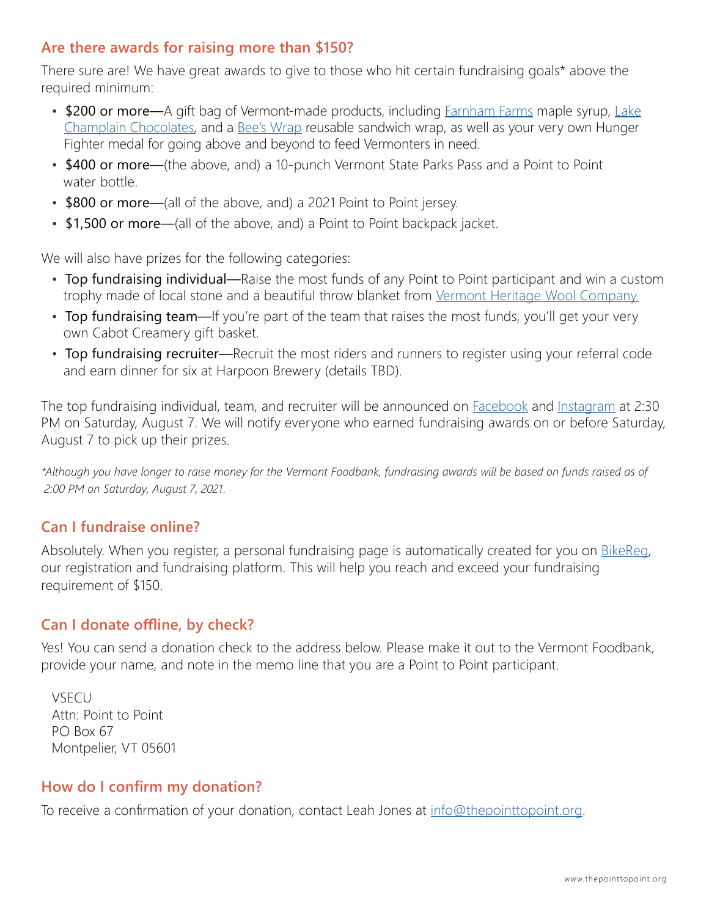## Are there awards for raising more than $150?

There sure are! We have great awards to give to those who hit certain fundraising goals* above the required minimum:

- $200 or more—A gift bag of Vermont-made products, including Farnham Farms maple syrup, Lake Champlain Chocolates, and a Bee's Wrap reusable sandwich wrap, as well as your very own Hunger Fighter medal for going above and beyond to feed Vermonters in need.
- $400 or more—(the above, and) a 10-punch Vermont State Parks Pass and a Point to Point water bottle.
- $800 or more—(all of the above, and) a 2021 Point to Point jersey.
- $1,500 or more—(all of the above, and) a Point to Point backpack jacket.

We will also have prizes for the following categories:

- Top fundraising individual—Raise the most funds of any Point to Point participant and win a custom trophy made of local stone and a beautiful throw blanket from Vermont Heritage Wool Company.
- Top fundraising team—If you're part of the team that raises the most funds, you'll get your very own Cabot Creamery gift basket.
- Top fundraising recruiter—Recruit the most riders and runners to register using your referral code and earn dinner for six at Harpoon Brewery (details TBD).

The top fundraising individual, team, and recruiter will be announced on Facebook and Instagram at 2:30 PM on Saturday, August 7. We will notify everyone who earned fundraising awards on or before Saturday, August 7 to pick up their prizes.

*\*Although you have longer to raise money for the Vermont Foodbank, fundraising awards will be based on funds raised as of 2:00 PM on Saturday, August 7, 2021.*

## Can I fundraise online?

Absolutely. When you register, a personal fundraising page is automatically created for you on BikeReg, our registration and fundraising platform. This will help you reach and exceed your fundraising requirement of $150.

## Can I donate offline, by check?

Yes! You can send a donation check to the address below. Please make it out to the Vermont Foodbank, provide your name, and note in the memo line that you are a Point to Point participant.

VSECU
Attn: Point to Point
PO Box 67
Montpelier, VT 05601

## How do I confirm my donation?

To receive a confirmation of your donation, contact Leah Jones at info@thepointtopoint.org.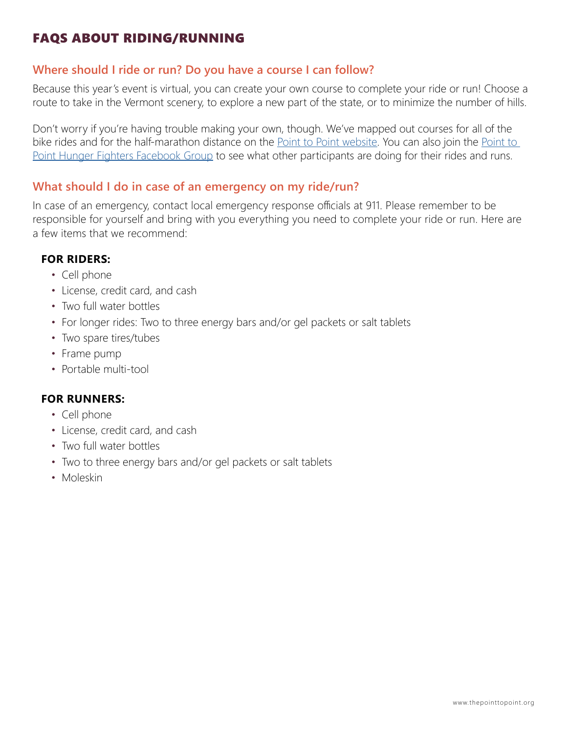# FAQS ABOUT RIDING/RUNNING

## Where should I ride or run? Do you have a course I can follow?

Because this year's event is virtual, you can create your own course to complete your ride or run! Choose a route to take in the Vermont scenery, to explore a new part of the state, or to minimize the number of hills.

Don't worry if you're having trouble making your own, though. We've mapped out courses for all of the bike rides and for the half-marathon distance on the Point to Point website. You can also join the Point to Point Hunger Fighters Facebook Group to see what other participants are doing for their rides and runs.

## What should I do in case of an emergency on my ride/run?

In case of an emergency, contact local emergency response officials at 911. Please remember to be responsible for yourself and bring with you everything you need to complete your ride or run. Here are a few items that we recommend:

**FOR RIDERS:**

- Cell phone
- License, credit card, and cash
- Two full water bottles
- For longer rides: Two to three energy bars and/or gel packets or salt tablets
- Two spare tires/tubes
- Frame pump
- Portable multi-tool

**FOR RUNNERS:**

- Cell phone
- License, credit card, and cash
- Two full water bottles
- Two to three energy bars and/or gel packets or salt tablets
- Moleskin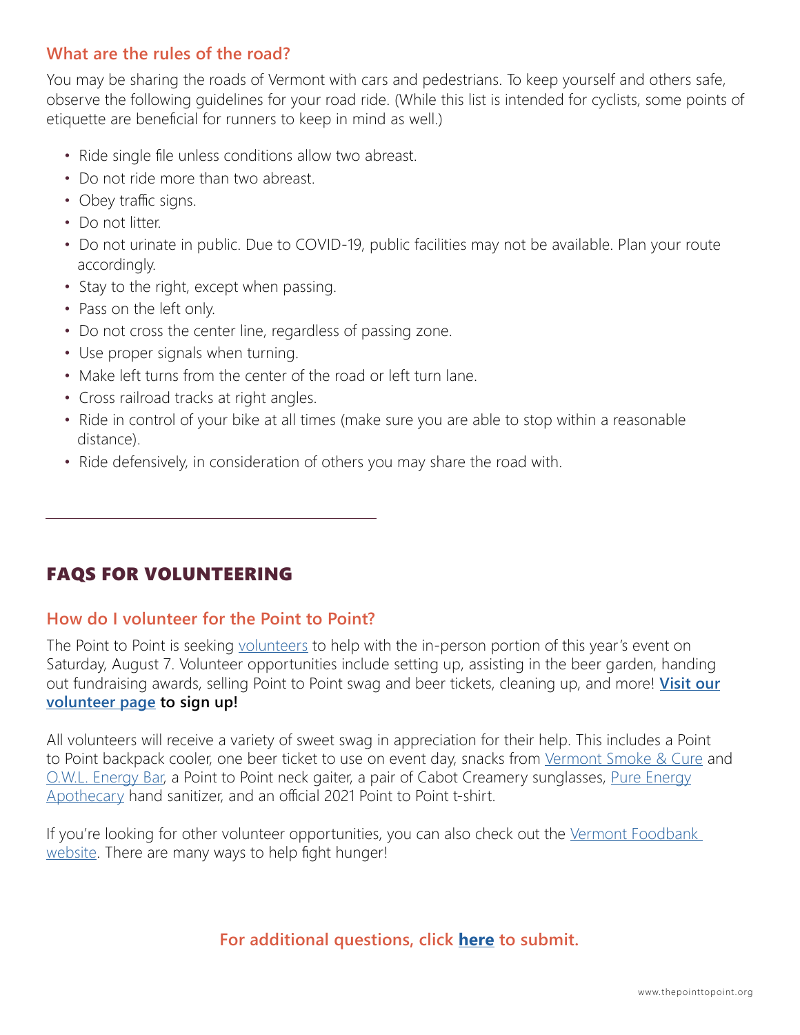### What are the rules of the road?

You may be sharing the roads of Vermont with cars and pedestrians. To keep yourself and others safe, observe the following guidelines for your road ride. (While this list is intended for cyclists, some points of etiquette are beneficial for runners to keep in mind as well.)

- Ride single file unless conditions allow two abreast.
- Do not ride more than two abreast.
- Obey traffic signs.
- Do not litter.
- Do not urinate in public. Due to COVID-19, public facilities may not be available. Plan your route accordingly.
- Stay to the right, except when passing.
- Pass on the left only.
- Do not cross the center line, regardless of passing zone.
- Use proper signals when turning.
- Make left turns from the center of the road or left turn lane.
- Cross railroad tracks at right angles.
- Ride in control of your bike at all times (make sure you are able to stop within a reasonable distance).
- Ride defensively, in consideration of others you may share the road with.

---

## FAQS FOR VOLUNTEERING

### How do I volunteer for the Point to Point?

The Point to Point is seeking volunteers to help with the in-person portion of this year's event on Saturday, August 7. Volunteer opportunities include setting up, assisting in the beer garden, handing out fundraising awards, selling Point to Point swag and beer tickets, cleaning up, and more! **Visit our volunteer page to sign up!**

All volunteers will receive a variety of sweet swag in appreciation for their help. This includes a Point to Point backpack cooler, one beer ticket to use on event day, snacks from Vermont Smoke & Cure and O.W.L. Energy Bar, a Point to Point neck gaiter, a pair of Cabot Creamery sunglasses, Pure Energy Apothecary hand sanitizer, and an official 2021 Point to Point t-shirt.

If you're looking for other volunteer opportunities, you can also check out the Vermont Foodbank website. There are many ways to help fight hunger!

**For additional questions, click here to submit.**